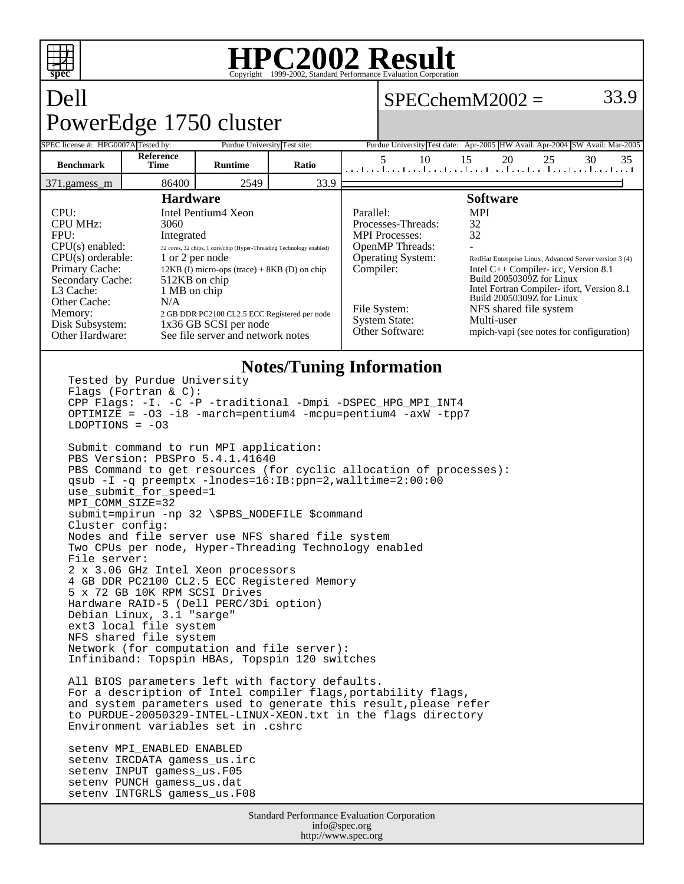# HPC2002 Result

Copyright 1999-2002, Standard Performance Evaluation Corporation

## Dell
## PowerEdge 1750 cluster

SPECchemM2002 = 33.9

| SPEC license #: HPG0007A | Tested by: Purdue University | Test site: Purdue University | Test date: Apr-2005 | HW Avail: Apr-2004 | SW Avail: Mar-2005 |
|---|---|---|---|---|---|

| Benchmark | Reference Time | Runtime | Ratio |
|---|---|---|---|
| 371.gamess_m | 86400 | 2549 | 33.9 |

### Hardware

| | |
|---|---|
| CPU: | Intel Pentium4 Xeon |
| CPU MHz: | 3060 |
| FPU: | Integrated |
| CPU(s) enabled: | 32 cores, 32 chips, 1 core/chip (Hyper-Threading Technology enabled) |
| CPU(s) orderable: | 1 or 2 per node |
| Primary Cache: | 12KB (I) micro-ops (trace) + 8KB (D) on chip |
| Secondary Cache: | 512KB on chip |
| L3 Cache: | 1 MB on chip |
| Other Cache: | N/A |
| Memory: | 2 GB DDR PC2100 CL2.5 ECC Registered per node |
| Disk Subsystem: | 1x36 GB SCSI per node |
| Other Hardware: | See file server and network notes |

### Software

| | |
|---|---|
| Parallel: | MPI |
| Processes-Threads: | 32 |
| MPI Processes: | 32 |
| OpenMP Threads: | - |
| Operating System: | RedHat Enterprise Linux, Advanced Server version 3 (4) |
| Compiler: | Intel C++ Compiler- icc, Version 8.1 Build 20050309Z for Linux<br>Intel Fortran Compiler- ifort, Version 8.1 Build 20050309Z for Linux |
| File System: | NFS shared file system |
| System State: | Multi-user |
| Other Software: | mpich-vapi (see notes for configuration) |

### Notes/Tuning Information

```
Tested by Purdue University
Flags (Fortran & C):
CPP Flags: -I. -C -P -traditional -Dmpi -DSPEC_HPG_MPI_INT4
OPTIMIZE = -O3 -i8 -march=pentium4 -mcpu=pentium4 -axW -tpp7
LDOPTIONS = -O3

Submit command to run MPI application:
PBS Version: PBSPro 5.4.1.41640
PBS Command to get resources (for cyclic allocation of processes):
qsub -I -q preemptx -lnodes=16:IB:ppn=2,walltime=2:00:00
use_submit_for_speed=1
MPI_COMM_SIZE=32
submit=mpirun -np 32 \$PBS_NODEFILE $command
Cluster config:
Nodes and file server use NFS shared file system
Two CPUs per node, Hyper-Threading Technology enabled
File server:
2 x 3.06 GHz Intel Xeon processors
4 GB DDR PC2100 CL2.5 ECC Registered Memory
5 x 72 GB 10K RPM SCSI Drives
Hardware RAID-5 (Dell PERC/3Di option)
Debian Linux, 3.1 "sarge"
ext3 local file system
NFS shared file system
Network (for computation and file server):
Infiniband: Topspin HBAs, Topspin 120 switches

All BIOS parameters left with factory defaults.
For a description of Intel compiler flags,portability flags,
and system parameters used to generate this result,please refer
to PURDUE-20050329-INTEL-LINUX-XEON.txt in the flags directory
Environment variables set in .cshrc

setenv MPI_ENABLED ENABLED
setenv IRCDATA gamess_us.irc
setenv INPUT gamess_us.F05
setenv PUNCH gamess_us.dat
setenv INTGRLS gamess_us.F08
```

Standard Performance Evaluation Corporation
info@spec.org
http://www.spec.org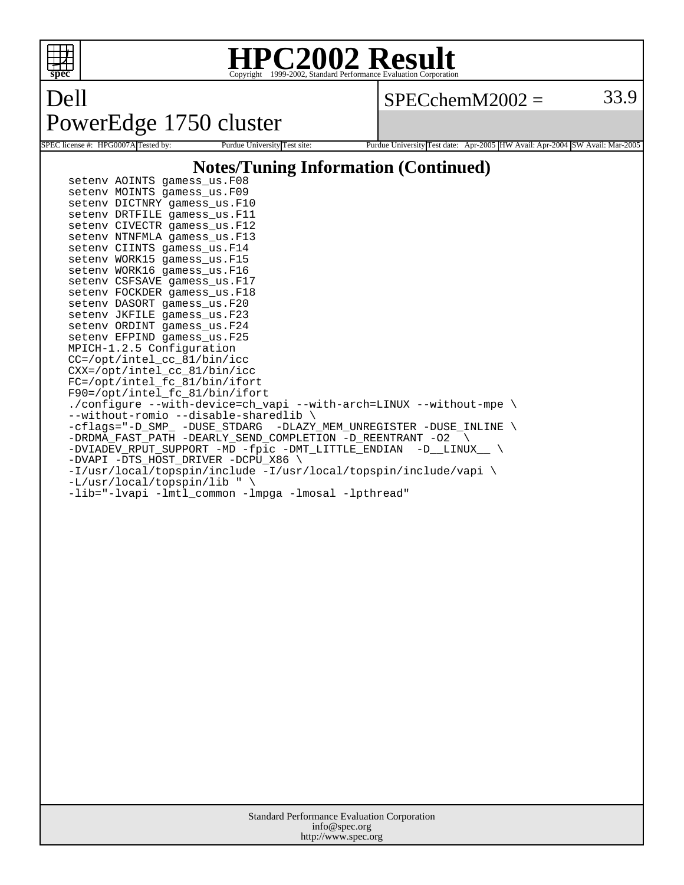# HPC2002 Result

Copyright 1999-2002, Standard Performance Evaluation Corporation

Dell
PowerEdge 1750 cluster

SPECchemM2002 = 33.9

| SPEC license #: HPG0007A | Tested by: Purdue University | Test site: Purdue University | Test date: Apr-2005 | HW Avail: Apr-2004 | SW Avail: Mar-2005 |
|---|---|---|---|---|---|

## Notes/Tuning Information (Continued)

```
setenv AOINTS gamess_us.F08
setenv MOINTS gamess_us.F09
setenv DICTNRY gamess_us.F10
setenv DRTFILE gamess_us.F11
setenv CIVECTR gamess_us.F12
setenv NTNFMLA gamess_us.F13
setenv CIINTS gamess_us.F14
setenv WORK15 gamess_us.F15
setenv WORK16 gamess_us.F16
setenv CSFSAVE gamess_us.F17
setenv FOCKDER gamess_us.F18
setenv DASORT gamess_us.F20
setenv JKFILE gamess_us.F23
setenv ORDINT gamess_us.F24
setenv EFPIND gamess_us.F25
MPICH-1.2.5 Configuration
CC=/opt/intel_cc_81/bin/icc
CXX=/opt/intel_cc_81/bin/icc
FC=/opt/intel_fc_81/bin/ifort
F90=/opt/intel_fc_81/bin/ifort
./configure --with-device=ch_vapi --with-arch=LINUX --without-mpe \
--without-romio --disable-sharedlib \
-cflags="-D_SMP_ -DUSE_STDARG  -DLAZY_MEM_UNREGISTER -DUSE_INLINE \
-DRDMA_FAST_PATH -DEARLY_SEND_COMPLETION -D_REENTRANT -O2  \
-DVIADEV_RPUT_SUPPORT -MD -fpic -DMT_LITTLE_ENDIAN  -D__LINUX__ \
-DVAPI -DTS_HOST_DRIVER -DCPU_X86 \
-I/usr/local/topspin/include -I/usr/local/topspin/include/vapi \
-L/usr/local/topspin/lib " \
-lib="-lvapi -lmtl_common -lmpga -lmosal -lpthread"
```

Standard Performance Evaluation Corporation
info@spec.org
http://www.spec.org